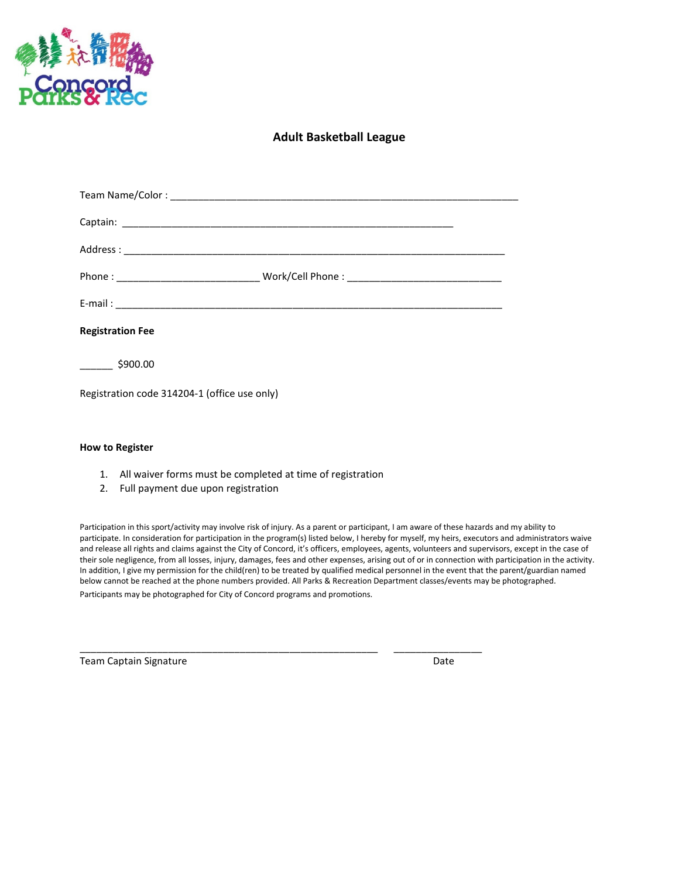Concord Parks & Rec

# Adult Basketball League

Team Name/Color : ______________________________________________________________

Captain: ___________________________________________________________

Address : ____________________________________________________________________

Phone : __________________________ Work/Cell Phone : ____________________________

E-mail : _____________________________________________________________________

**Registration Fee**

______ $900.00

Registration code 314204-1 (office use only)

**How to Register**

1. All waiver forms must be completed at time of registration
2. Full payment due upon registration

Participation in this sport/activity may involve risk of injury. As a parent or participant, I am aware of these hazards and my ability to participate. In consideration for participation in the program(s) listed below, I hereby for myself, my heirs, executors and administrators waive and release all rights and claims against the City of Concord, it's officers, employees, agents, volunteers and supervisors, except in the case of their sole negligence, from all losses, injury, damages, fees and other expenses, arising out of or in connection with participation in the activity. In addition, I give my permission for the child(ren) to be treated by qualified medical personnel in the event that the parent/guardian named below cannot be reached at the phone numbers provided. All Parks & Recreation Department classes/events may be photographed.
Participants may be photographed for City of Concord programs and promotions.

_______________________________________________________ ________________

Team Captain Signature Date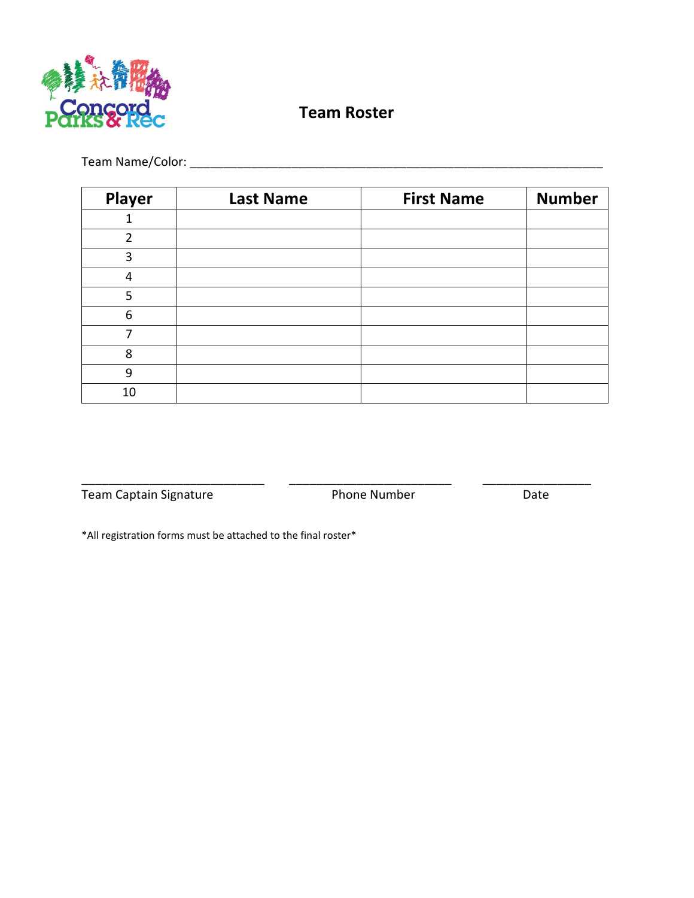Concord Parks & Rec

# Team Roster

Team Name/Color: ___________________________________________________________

| Player | Last Name | First Name | Number |
|---|---|---|---|
| 1 | | | |
| 2 | | | |
| 3 | | | |
| 4 | | | |
| 5 | | | |
| 6 | | | |
| 7 | | | |
| 8 | | | |
| 9 | | | |
| 10 | | | |

___________________________ ________________________ ________________

Team Captain Signature Phone Number Date

*All registration forms must be attached to the final roster*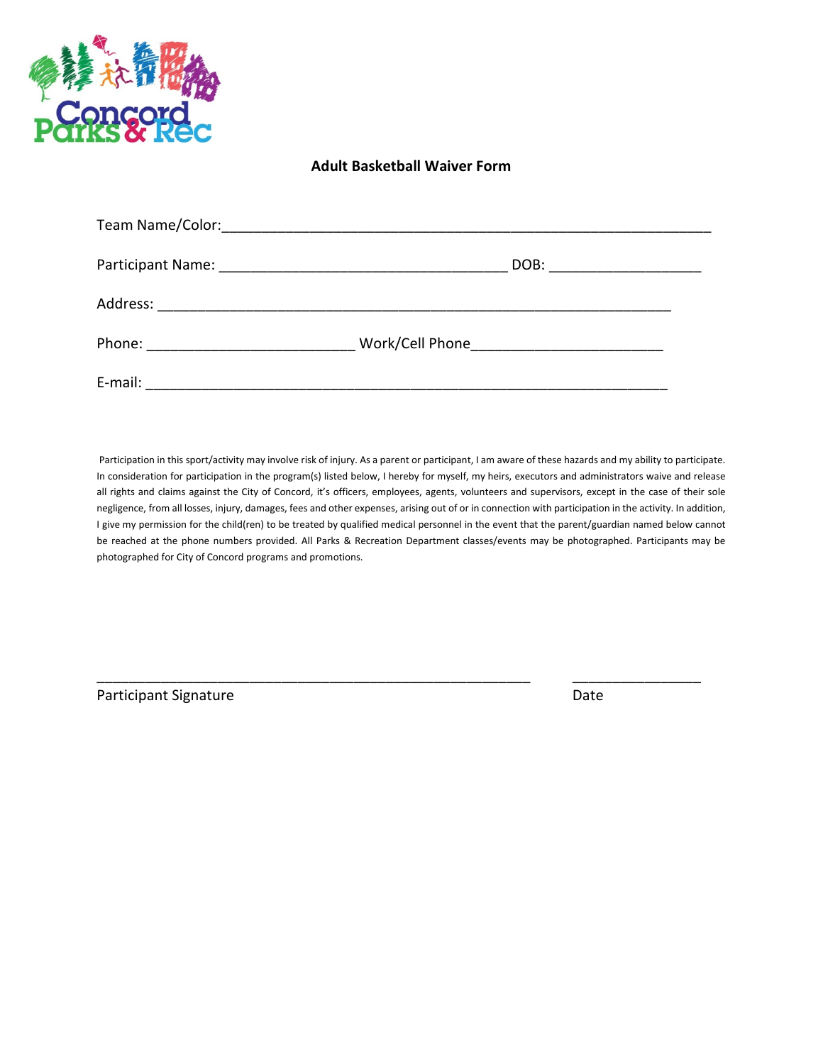Concord Parks & Rec

**Adult Basketball Waiver Form**

Team Name/Color:______________________________________________________________

Participant Name: ____________________________________ DOB: ___________________

Address: _________________________________________________________________

Phone: __________________________ Work/Cell Phone________________________

E-mail: __________________________________________________________________

Participation in this sport/activity may involve risk of injury. As a parent or participant, I am aware of these hazards and my ability to participate. In consideration for participation in the program(s) listed below, I hereby for myself, my heirs, executors and administrators waive and release all rights and claims against the City of Concord, it's officers, employees, agents, volunteers and supervisors, except in the case of their sole negligence, from all losses, injury, damages, fees and other expenses, arising out of or in connection with participation in the activity. In addition, I give my permission for the child(ren) to be treated by qualified medical personnel in the event that the parent/guardian named below cannot be reached at the phone numbers provided. All Parks & Recreation Department classes/events may be photographed. Participants may be photographed for City of Concord programs and promotions.

_______________________________________________________ ________________

Participant Signature Date